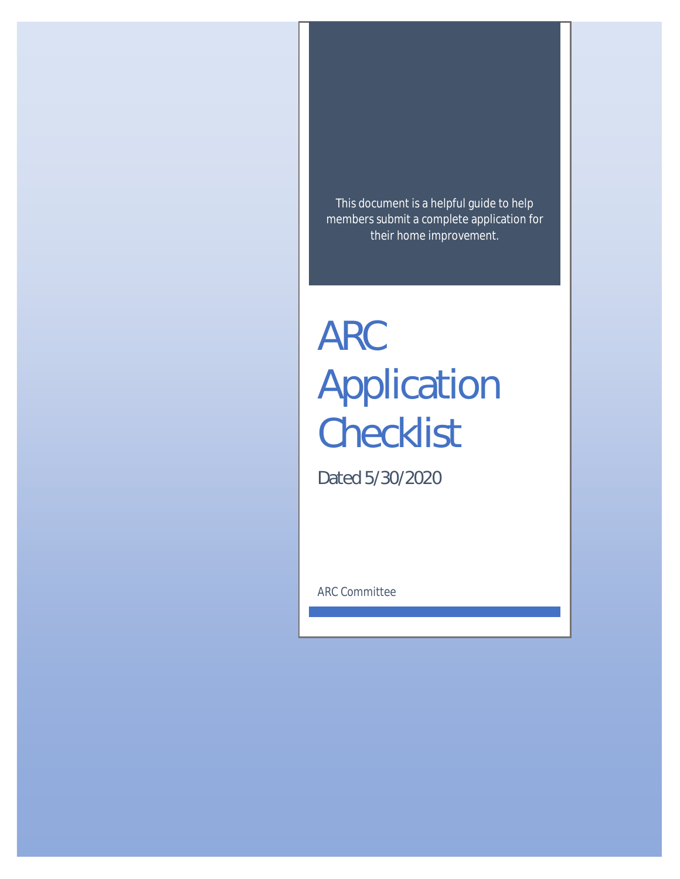This document is a helpful guide to help members submit a complete application for their home improvement.

# ARC Application Checklist

Dated 5/30/2020

ARC Committee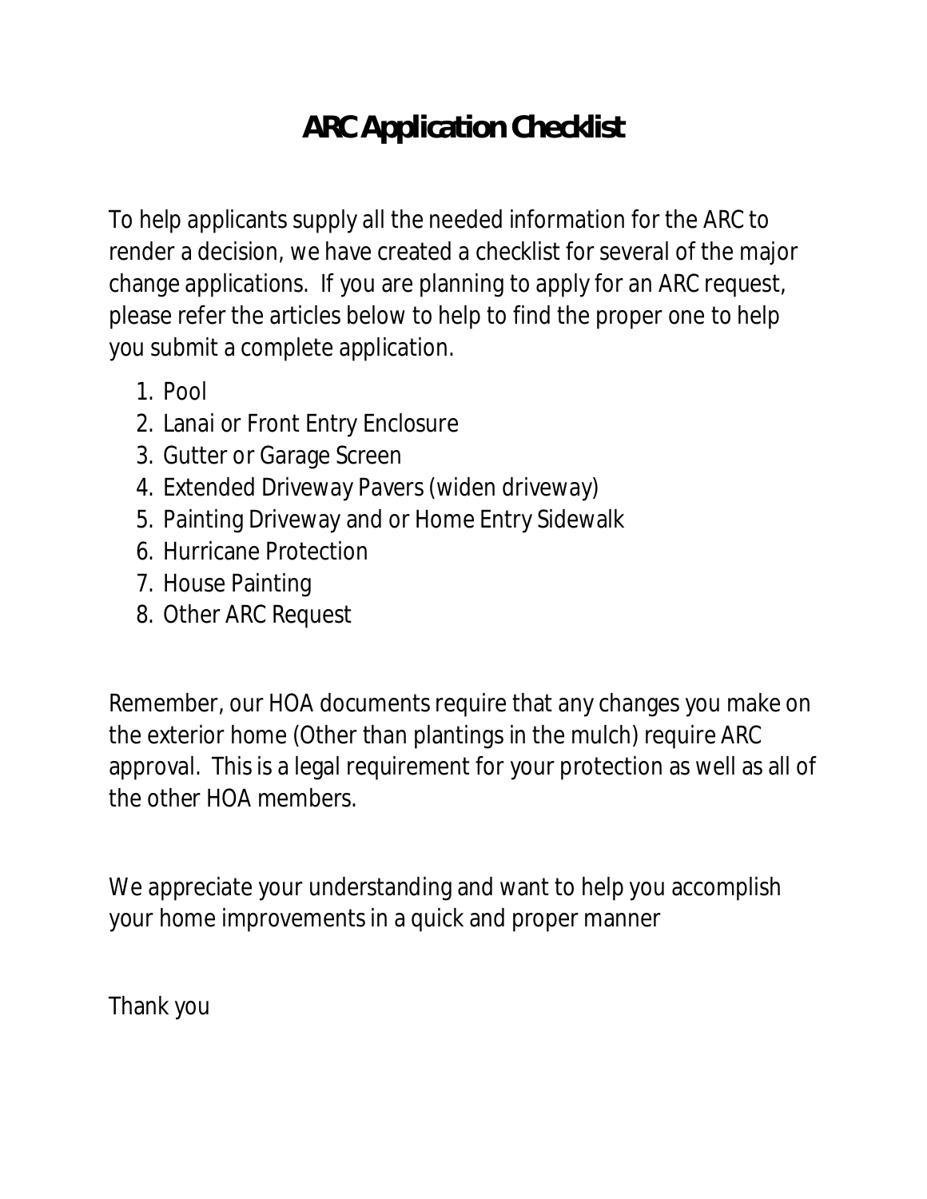# ARC Application Checklist

To help applicants supply all the needed information for the ARC to render a decision, we have created a checklist for several of the major change applications. If you are planning to apply for an ARC request, please refer the articles below to help to find the proper one to help you submit a complete application.

1. Pool
2. Lanai or Front Entry Enclosure
3. Gutter or Garage Screen
4. Extended Driveway Pavers (widen driveway)
5. Painting Driveway and or Home Entry Sidewalk
6. Hurricane Protection
7. House Painting
8. Other ARC Request

Remember, our HOA documents require that any changes you make on the exterior home (Other than plantings in the mulch) require ARC approval. This is a legal requirement for your protection as well as all of the other HOA members.

We appreciate your understanding and want to help you accomplish your home improvements in a quick and proper manner

Thank you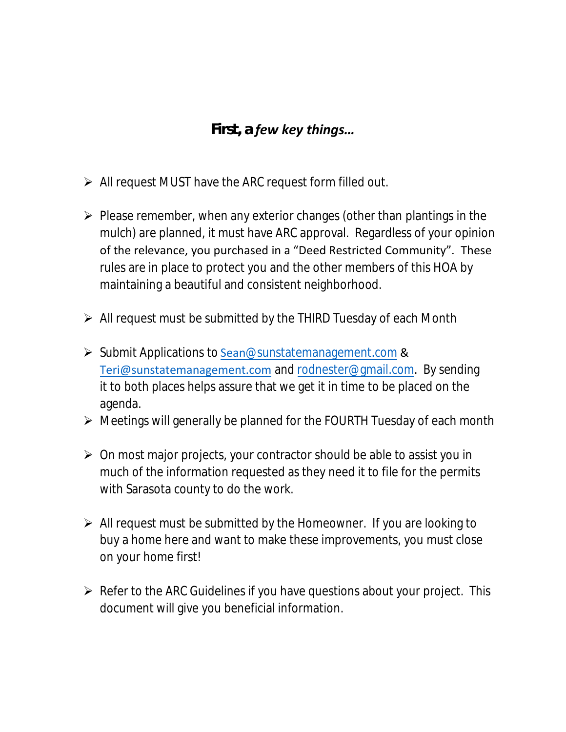## **First, a** ***few key things…***

- All request MUST have the ARC request form filled out.

- Please remember, when any exterior changes (other than plantings in the mulch) are planned, it must have ARC approval. Regardless of your opinion of the relevance, you purchased in a “Deed Restricted Community”. These rules are in place to protect you and the other members of this HOA by maintaining a beautiful and consistent neighborhood.

- All request must be submitted by the THIRD Tuesday of each Month

- Submit Applications to Sean@sunstatemanagement.com & Teri@sunstatemanagement.com and rodnester@gmail.com. By sending it to both places helps assure that we get it in time to be placed on the agenda.
- Meetings will generally be planned for the FOURTH Tuesday of each month

- On most major projects, your contractor should be able to assist you in much of the information requested as they need it to file for the permits with Sarasota county to do the work.

- All request must be submitted by the Homeowner. If you are looking to buy a home here and want to make these improvements, you must close on your home first!

- Refer to the ARC Guidelines if you have questions about your project. This document will give you beneficial information.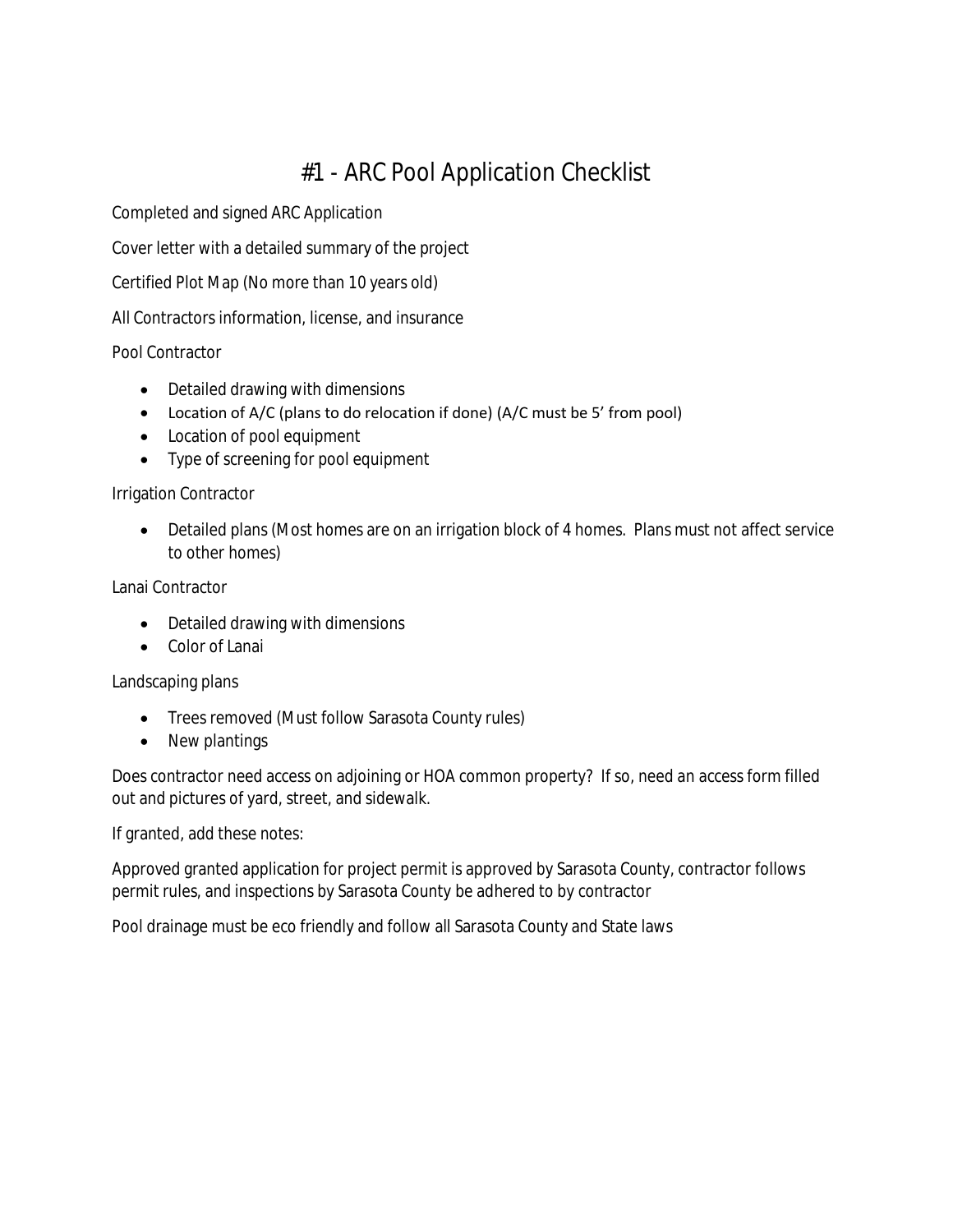# #1 - ARC Pool Application Checklist

Completed and signed ARC Application

Cover letter with a detailed summary of the project

Certified Plot Map (No more than 10 years old)

All Contractors information, license, and insurance

Pool Contractor

- Detailed drawing with dimensions
- Location of A/C (plans to do relocation if done) (A/C must be 5' from pool)
- Location of pool equipment
- Type of screening for pool equipment

Irrigation Contractor

- Detailed plans (Most homes are on an irrigation block of 4 homes. Plans must not affect service to other homes)

Lanai Contractor

- Detailed drawing with dimensions
- Color of Lanai

Landscaping plans

- Trees removed (Must follow Sarasota County rules)
- New plantings

Does contractor need access on adjoining or HOA common property? If so, need an access form filled out and pictures of yard, street, and sidewalk.

If granted, add these notes:

Approved granted application for project permit is approved by Sarasota County, contractor follows permit rules, and inspections by Sarasota County be adhered to by contractor

Pool drainage must be eco friendly and follow all Sarasota County and State laws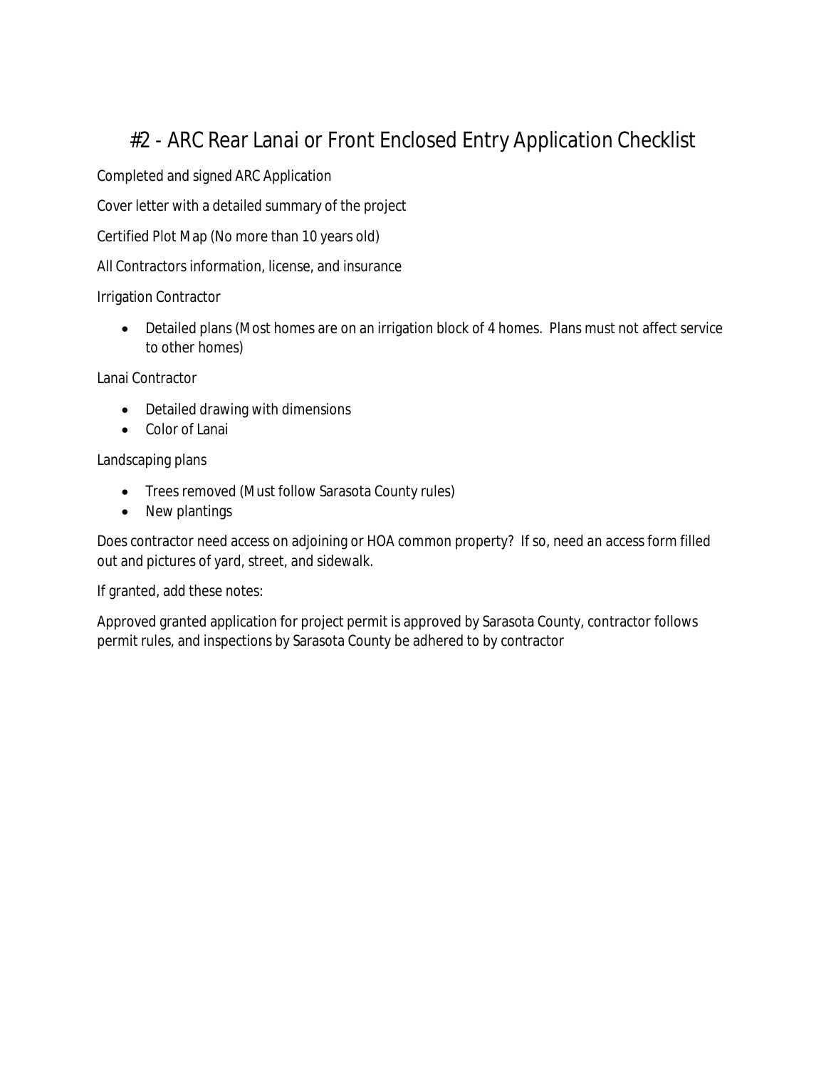# #2 - ARC Rear Lanai or Front Enclosed Entry Application Checklist

Completed and signed ARC Application

Cover letter with a detailed summary of the project

Certified Plot Map (No more than 10 years old)

All Contractors information, license, and insurance

Irrigation Contractor

- Detailed plans (Most homes are on an irrigation block of 4 homes. Plans must not affect service to other homes)

Lanai Contractor

- Detailed drawing with dimensions
- Color of Lanai

Landscaping plans

- Trees removed (Must follow Sarasota County rules)
- New plantings

Does contractor need access on adjoining or HOA common property? If so, need an access form filled out and pictures of yard, street, and sidewalk.

If granted, add these notes:

Approved granted application for project permit is approved by Sarasota County, contractor follows permit rules, and inspections by Sarasota County be adhered to by contractor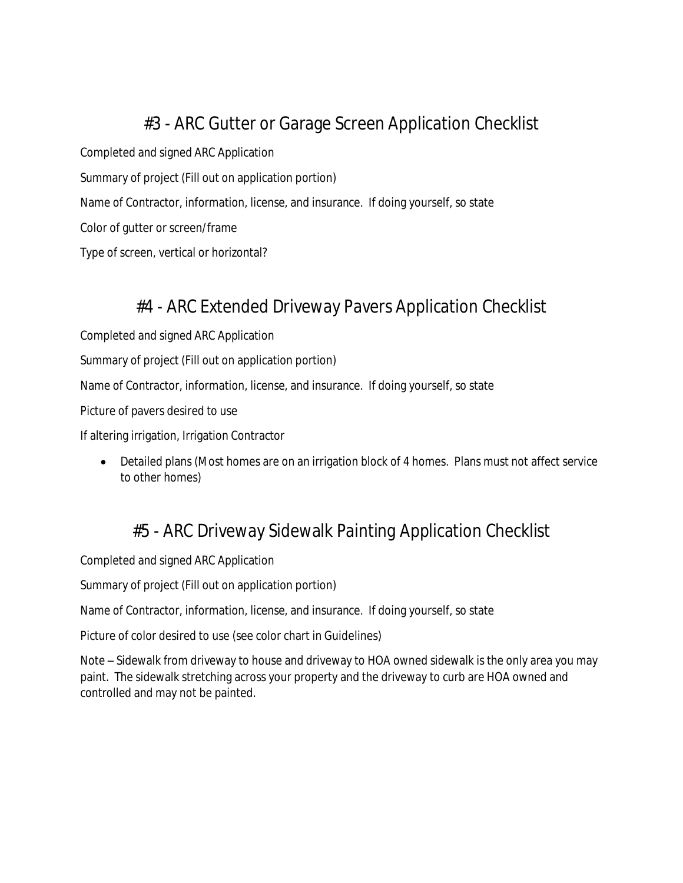## #3 - ARC Gutter or Garage Screen Application Checklist

Completed and signed ARC Application

Summary of project (Fill out on application portion)

Name of Contractor, information, license, and insurance. If doing yourself, so state

Color of gutter or screen/frame

Type of screen, vertical or horizontal?

## #4 - ARC Extended Driveway Pavers Application Checklist

Completed and signed ARC Application

Summary of project (Fill out on application portion)

Name of Contractor, information, license, and insurance. If doing yourself, so state

Picture of pavers desired to use

If altering irrigation, Irrigation Contractor

- Detailed plans (Most homes are on an irrigation block of 4 homes. Plans must not affect service to other homes)

## #5 - ARC Driveway Sidewalk Painting Application Checklist

Completed and signed ARC Application

Summary of project (Fill out on application portion)

Name of Contractor, information, license, and insurance. If doing yourself, so state

Picture of color desired to use (see color chart in Guidelines)

Note – Sidewalk from driveway to house and driveway to HOA owned sidewalk is the only area you may paint. The sidewalk stretching across your property and the driveway to curb are HOA owned and controlled and may not be painted.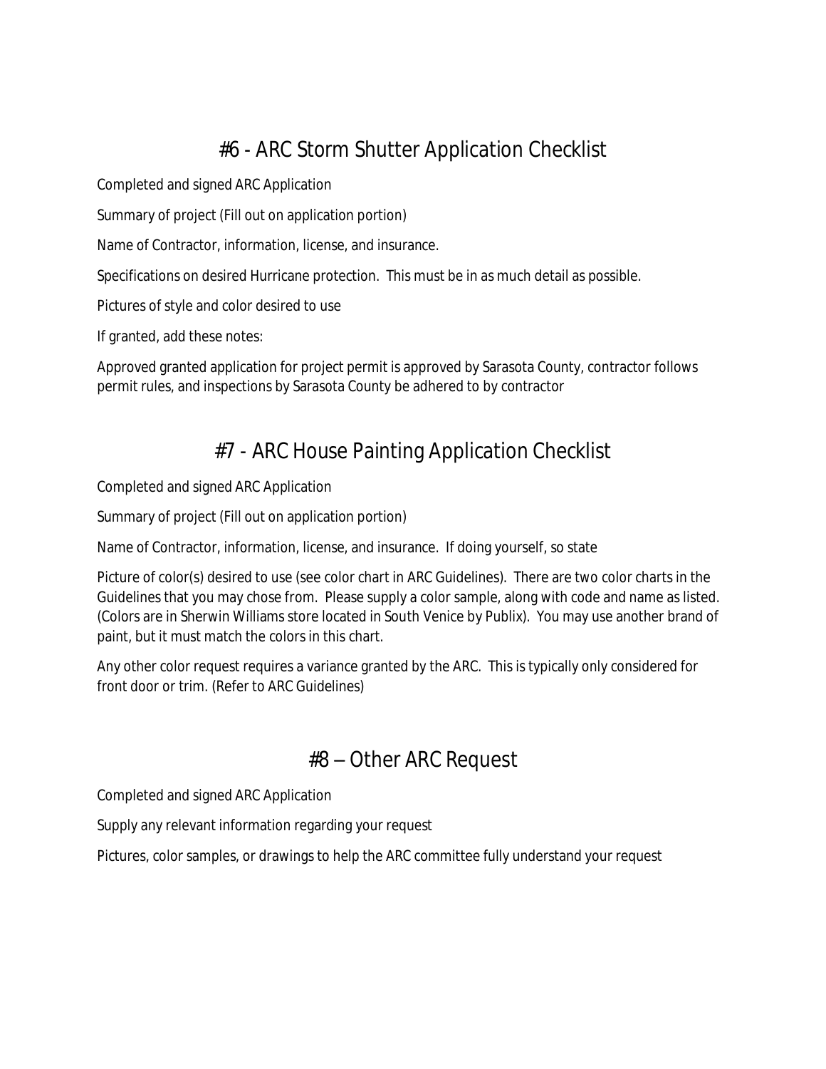## #6 - ARC Storm Shutter Application Checklist

Completed and signed ARC Application

Summary of project (Fill out on application portion)

Name of Contractor, information, license, and insurance.

Specifications on desired Hurricane protection. This must be in as much detail as possible.

Pictures of style and color desired to use

If granted, add these notes:

Approved granted application for project permit is approved by Sarasota County, contractor follows permit rules, and inspections by Sarasota County be adhered to by contractor

## #7 - ARC House Painting Application Checklist

Completed and signed ARC Application

Summary of project (Fill out on application portion)

Name of Contractor, information, license, and insurance. If doing yourself, so state

Picture of color(s) desired to use (see color chart in ARC Guidelines). There are two color charts in the Guidelines that you may chose from. Please supply a color sample, along with code and name as listed. (Colors are in Sherwin Williams store located in South Venice by Publix). You may use another brand of paint, but it must match the colors in this chart.

Any other color request requires a variance granted by the ARC. This is typically only considered for front door or trim. (Refer to ARC Guidelines)

## #8 – Other ARC Request

Completed and signed ARC Application

Supply any relevant information regarding your request

Pictures, color samples, or drawings to help the ARC committee fully understand your request